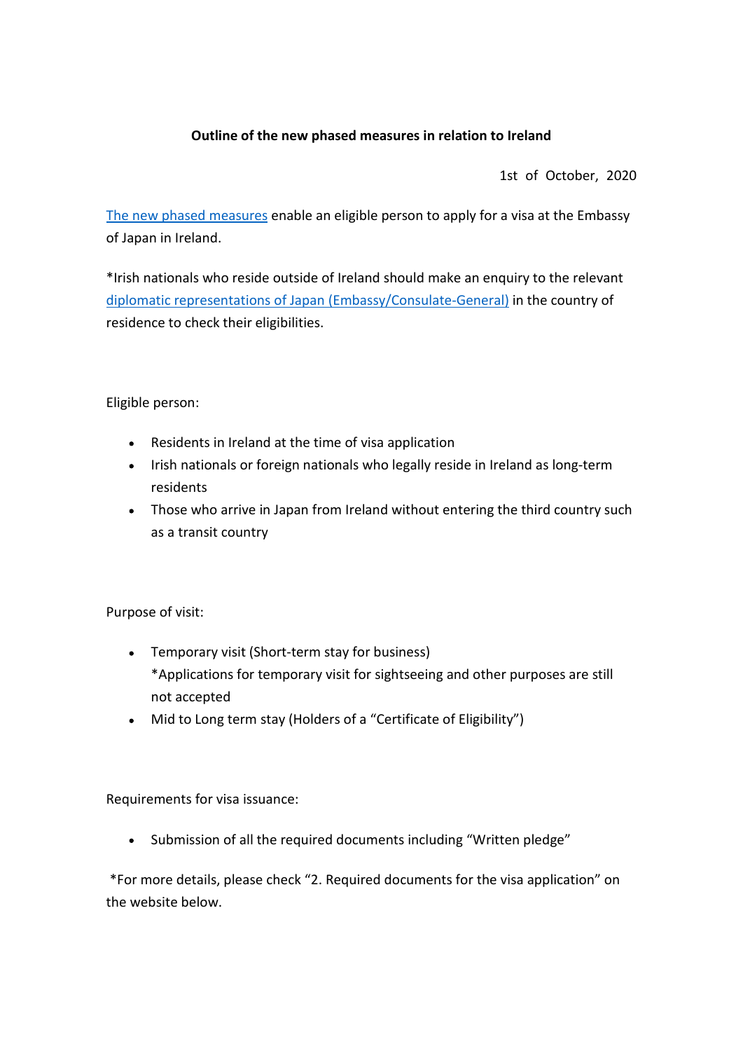**Outline of the new phased measures in relation to Ireland**

1st of October, 2020

The new phased measures enable an eligible person to apply for a visa at the Embassy of Japan in Ireland.

*Irish nationals who reside outside of Ireland should make an enquiry to the relevant diplomatic representations of Japan (Embassy/Consulate-General) in the country of residence to check their eligibilities.

Eligible person:

- Residents in Ireland at the time of visa application
- Irish nationals or foreign nationals who legally reside in Ireland as long-term residents
- Those who arrive in Japan from Ireland without entering the third country such as a transit country

Purpose of visit:

- Temporary visit (Short-term stay for business)
  *Applications for temporary visit for sightseeing and other purposes are still not accepted
- Mid to Long term stay (Holders of a "Certificate of Eligibility")

Requirements for visa issuance:

- Submission of all the required documents including "Written pledge"

*For more details, please check "2. Required documents for the visa application" on the website below.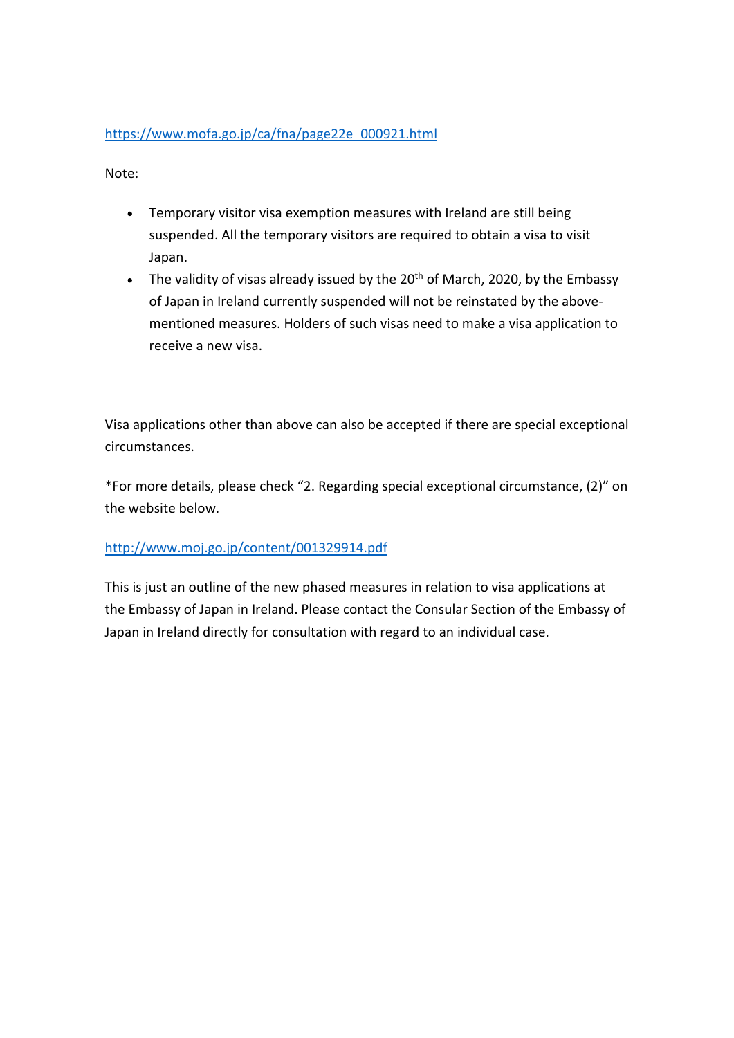https://www.mofa.go.jp/ca/fna/page22e_000921.html

Note:

- Temporary visitor visa exemption measures with Ireland are still being suspended. All the temporary visitors are required to obtain a visa to visit Japan.
- The validity of visas already issued by the 20th of March, 2020, by the Embassy of Japan in Ireland currently suspended will not be reinstated by the above-mentioned measures. Holders of such visas need to make a visa application to receive a new visa.

Visa applications other than above can also be accepted if there are special exceptional circumstances.

*For more details, please check “2. Regarding special exceptional circumstance, (2)” on the website below.

http://www.moj.go.jp/content/001329914.pdf

This is just an outline of the new phased measures in relation to visa applications at the Embassy of Japan in Ireland. Please contact the Consular Section of the Embassy of Japan in Ireland directly for consultation with regard to an individual case.